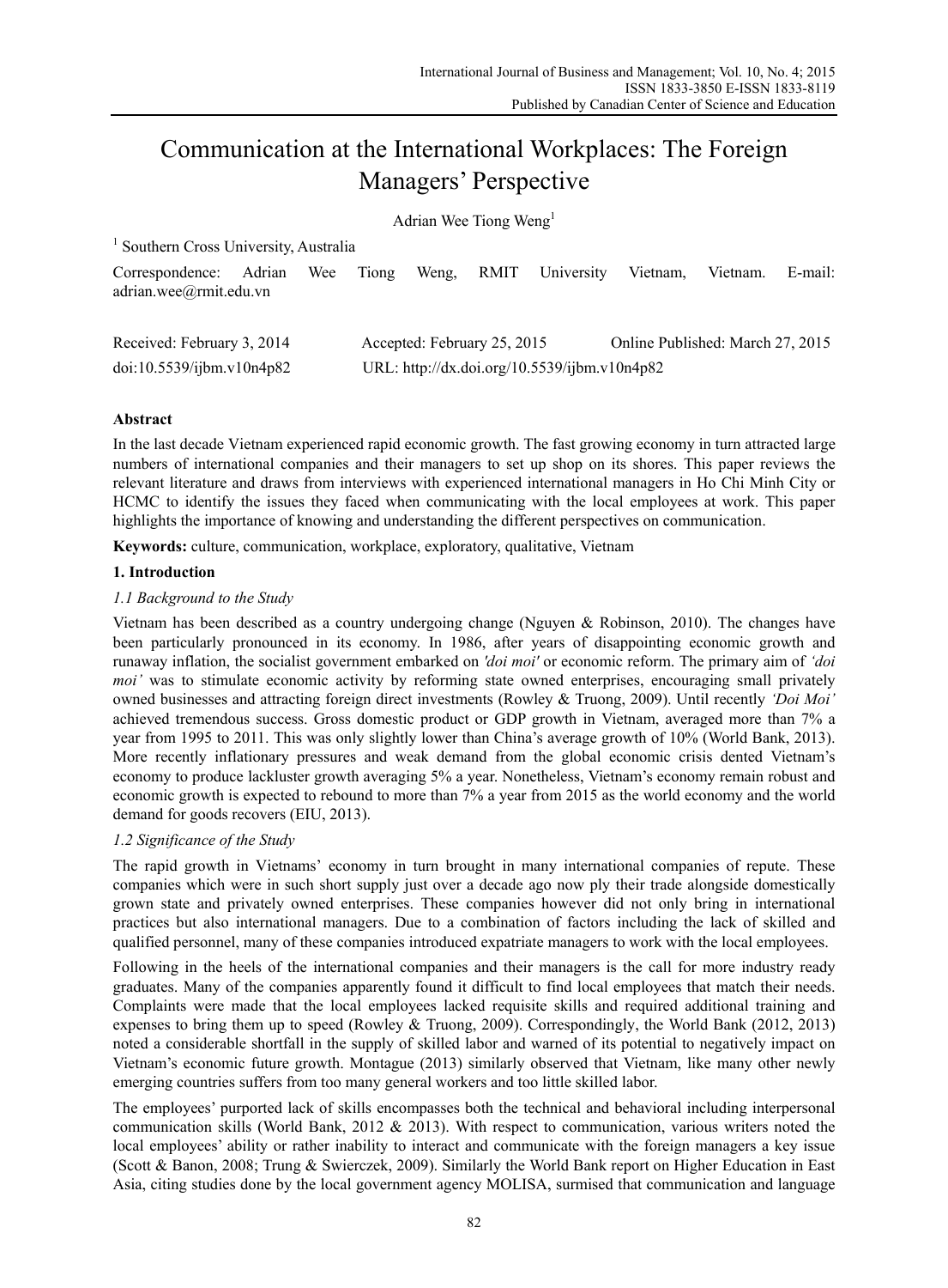# Communication at the International Workplaces: The Foreign Managers' Perspective

Adrian Wee Tiong Weng[1]

[1] Southern Cross University, Australia

Correspondence: Adrian Wee Tiong Weng, RMIT University Vietnam, Vietnam. E-mail: adrian.wee@rmit.edu.vn

Received: February 3, 2014 Accepted: February 25, 2015 Online Published: March 27, 2015

doi:10.5539/ijbm.v10n4p82 URL: http://dx.doi.org/10.5539/ijbm.v10n4p82

## Abstract

In the last decade Vietnam experienced rapid economic growth. The fast growing economy in turn attracted large numbers of international companies and their managers to set up shop on its shores. This paper reviews the relevant literature and draws from interviews with experienced international managers in Ho Chi Minh City or HCMC to identify the issues they faced when communicating with the local employees at work. This paper highlights the importance of knowing and understanding the different perspectives on communication.

**Keywords:** culture, communication, workplace, exploratory, qualitative, Vietnam

## 1. Introduction

### *1.1 Background to the Study*

Vietnam has been described as a country undergoing change (Nguyen & Robinson, 2010). The changes have been particularly pronounced in its economy. In 1986, after years of disappointing economic growth and runaway inflation, the socialist government embarked on *'doi moi'* or economic reform. The primary aim of *'doi moi'* was to stimulate economic activity by reforming state owned enterprises, encouraging small privately owned businesses and attracting foreign direct investments (Rowley & Truong, 2009). Until recently *'Doi Moi'* achieved tremendous success. Gross domestic product or GDP growth in Vietnam, averaged more than 7% a year from 1995 to 2011. This was only slightly lower than China's average growth of 10% (World Bank, 2013). More recently inflationary pressures and weak demand from the global economic crisis dented Vietnam's economy to produce lackluster growth averaging 5% a year. Nonetheless, Vietnam's economy remain robust and economic growth is expected to rebound to more than 7% a year from 2015 as the world economy and the world demand for goods recovers (EIU, 2013).

### *1.2 Significance of the Study*

The rapid growth in Vietnams' economy in turn brought in many international companies of repute. These companies which were in such short supply just over a decade ago now ply their trade alongside domestically grown state and privately owned enterprises. These companies however did not only bring in international practices but also international managers. Due to a combination of factors including the lack of skilled and qualified personnel, many of these companies introduced expatriate managers to work with the local employees.

Following in the heels of the international companies and their managers is the call for more industry ready graduates. Many of the companies apparently found it difficult to find local employees that match their needs. Complaints were made that the local employees lacked requisite skills and required additional training and expenses to bring them up to speed (Rowley & Truong, 2009). Correspondingly, the World Bank (2012, 2013) noted a considerable shortfall in the supply of skilled labor and warned of its potential to negatively impact on Vietnam's economic future growth. Montague (2013) similarly observed that Vietnam, like many other newly emerging countries suffers from too many general workers and too little skilled labor.

The employees' purported lack of skills encompasses both the technical and behavioral including interpersonal communication skills (World Bank, 2012 & 2013). With respect to communication, various writers noted the local employees' ability or rather inability to interact and communicate with the foreign managers a key issue (Scott & Banon, 2008; Trung & Swierczek, 2009). Similarly the World Bank report on Higher Education in East Asia, citing studies done by the local government agency MOLISA, surmised that communication and language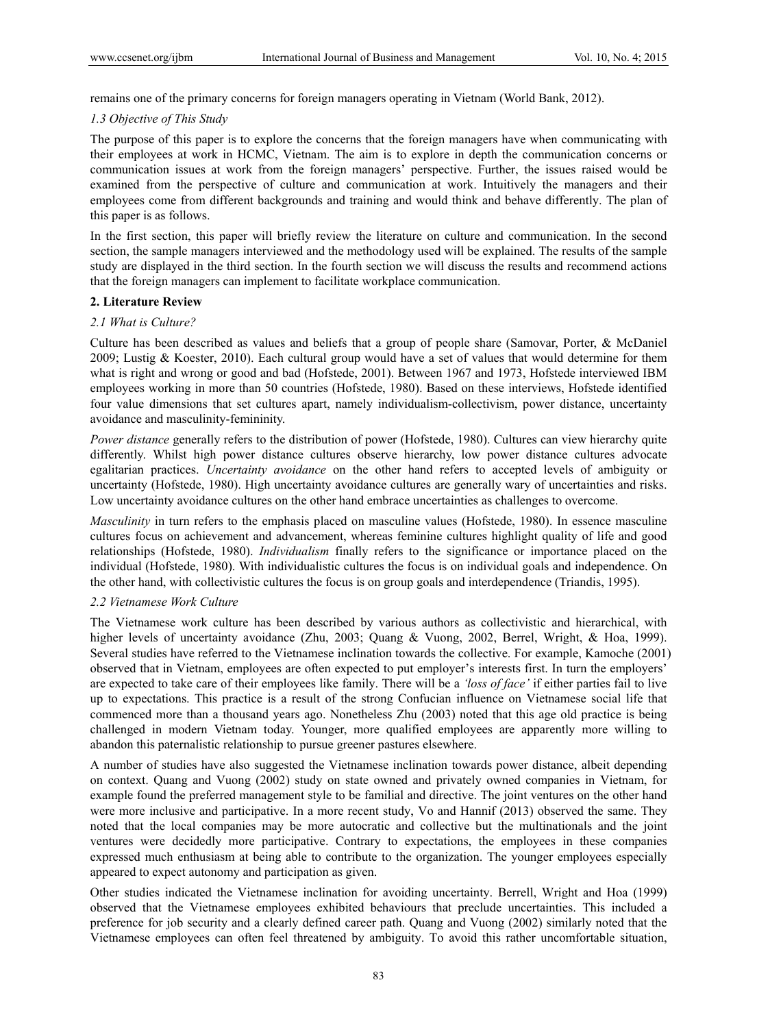remains one of the primary concerns for foreign managers operating in Vietnam (World Bank, 2012).

### *1.3 Objective of This Study*

The purpose of this paper is to explore the concerns that the foreign managers have when communicating with their employees at work in HCMC, Vietnam. The aim is to explore in depth the communication concerns or communication issues at work from the foreign managers' perspective. Further, the issues raised would be examined from the perspective of culture and communication at work. Intuitively the managers and their employees come from different backgrounds and training and would think and behave differently. The plan of this paper is as follows.

In the first section, this paper will briefly review the literature on culture and communication. In the second section, the sample managers interviewed and the methodology used will be explained. The results of the sample study are displayed in the third section. In the fourth section we will discuss the results and recommend actions that the foreign managers can implement to facilitate workplace communication.

## **2. Literature Review**

### *2.1 What is Culture?*

Culture has been described as values and beliefs that a group of people share (Samovar, Porter, & McDaniel 2009; Lustig & Koester, 2010). Each cultural group would have a set of values that would determine for them what is right and wrong or good and bad (Hofstede, 2001). Between 1967 and 1973, Hofstede interviewed IBM employees working in more than 50 countries (Hofstede, 1980). Based on these interviews, Hofstede identified four value dimensions that set cultures apart, namely individualism-collectivism, power distance, uncertainty avoidance and masculinity-femininity.

*Power distance* generally refers to the distribution of power (Hofstede, 1980). Cultures can view hierarchy quite differently. Whilst high power distance cultures observe hierarchy, low power distance cultures advocate egalitarian practices. *Uncertainty avoidance* on the other hand refers to accepted levels of ambiguity or uncertainty (Hofstede, 1980). High uncertainty avoidance cultures are generally wary of uncertainties and risks. Low uncertainty avoidance cultures on the other hand embrace uncertainties as challenges to overcome.

*Masculinity* in turn refers to the emphasis placed on masculine values (Hofstede, 1980). In essence masculine cultures focus on achievement and advancement, whereas feminine cultures highlight quality of life and good relationships (Hofstede, 1980). *Individualism* finally refers to the significance or importance placed on the individual (Hofstede, 1980). With individualistic cultures the focus is on individual goals and independence. On the other hand, with collectivistic cultures the focus is on group goals and interdependence (Triandis, 1995).

### *2.2 Vietnamese Work Culture*

The Vietnamese work culture has been described by various authors as collectivistic and hierarchical, with higher levels of uncertainty avoidance (Zhu, 2003; Quang & Vuong, 2002, Berrel, Wright, & Hoa, 1999). Several studies have referred to the Vietnamese inclination towards the collective. For example, Kamoche (2001) observed that in Vietnam, employees are often expected to put employer's interests first. In turn the employers' are expected to take care of their employees like family. There will be a *'loss of face'* if either parties fail to live up to expectations. This practice is a result of the strong Confucian influence on Vietnamese social life that commenced more than a thousand years ago. Nonetheless Zhu (2003) noted that this age old practice is being challenged in modern Vietnam today. Younger, more qualified employees are apparently more willing to abandon this paternalistic relationship to pursue greener pastures elsewhere.

A number of studies have also suggested the Vietnamese inclination towards power distance, albeit depending on context. Quang and Vuong (2002) study on state owned and privately owned companies in Vietnam, for example found the preferred management style to be familial and directive. The joint ventures on the other hand were more inclusive and participative. In a more recent study, Vo and Hannif (2013) observed the same. They noted that the local companies may be more autocratic and collective but the multinationals and the joint ventures were decidedly more participative. Contrary to expectations, the employees in these companies expressed much enthusiasm at being able to contribute to the organization. The younger employees especially appeared to expect autonomy and participation as given.

Other studies indicated the Vietnamese inclination for avoiding uncertainty. Berrell, Wright and Hoa (1999) observed that the Vietnamese employees exhibited behaviours that preclude uncertainties. This included a preference for job security and a clearly defined career path. Quang and Vuong (2002) similarly noted that the Vietnamese employees can often feel threatened by ambiguity. To avoid this rather uncomfortable situation,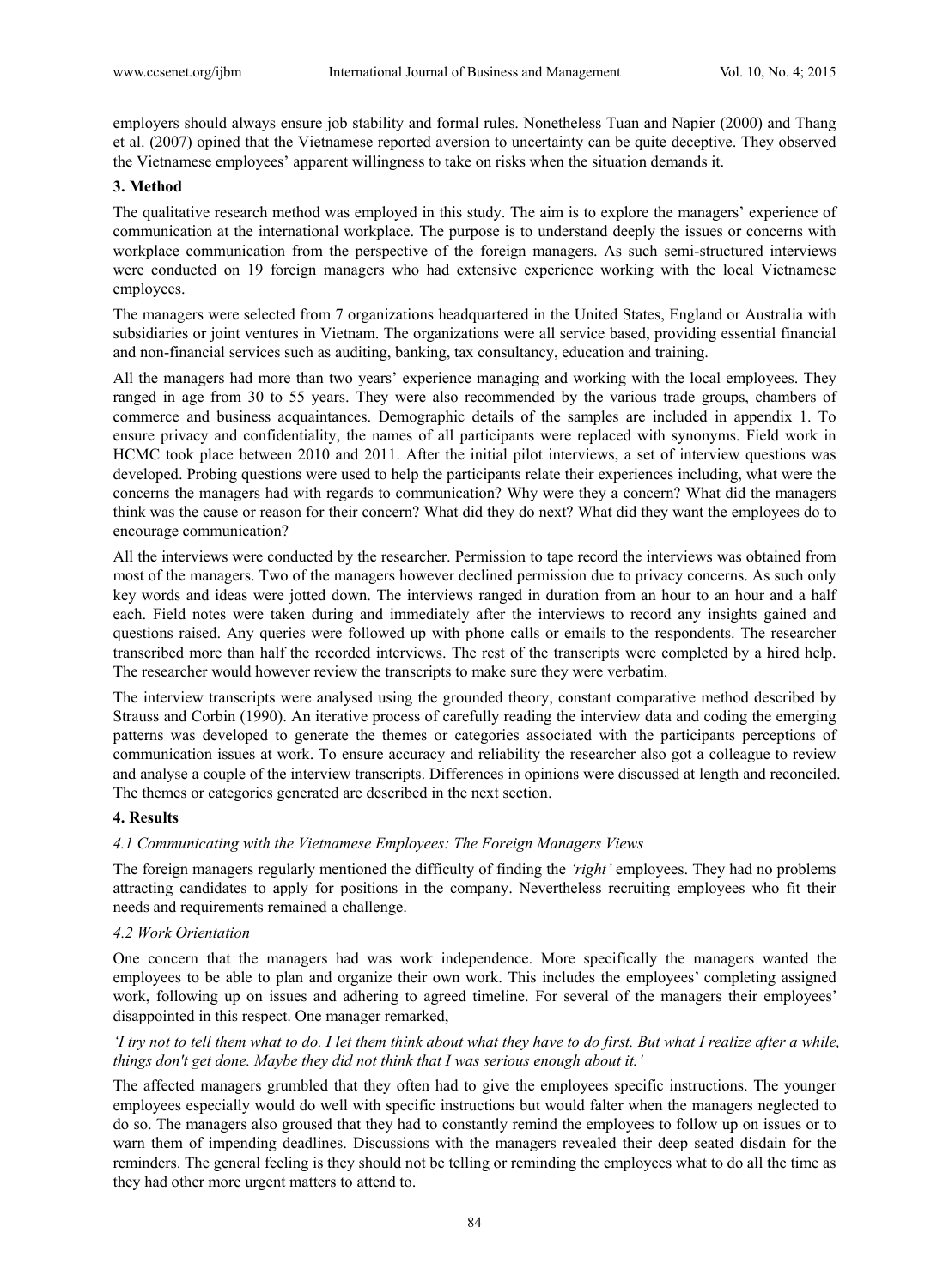employers should always ensure job stability and formal rules. Nonetheless Tuan and Napier (2000) and Thang et al. (2007) opined that the Vietnamese reported aversion to uncertainty can be quite deceptive. They observed the Vietnamese employees' apparent willingness to take on risks when the situation demands it.

## 3. Method

The qualitative research method was employed in this study. The aim is to explore the managers' experience of communication at the international workplace. The purpose is to understand deeply the issues or concerns with workplace communication from the perspective of the foreign managers. As such semi-structured interviews were conducted on 19 foreign managers who had extensive experience working with the local Vietnamese employees.

The managers were selected from 7 organizations headquartered in the United States, England or Australia with subsidiaries or joint ventures in Vietnam. The organizations were all service based, providing essential financial and non-financial services such as auditing, banking, tax consultancy, education and training.

All the managers had more than two years' experience managing and working with the local employees. They ranged in age from 30 to 55 years. They were also recommended by the various trade groups, chambers of commerce and business acquaintances. Demographic details of the samples are included in appendix 1. To ensure privacy and confidentiality, the names of all participants were replaced with synonyms. Field work in HCMC took place between 2010 and 2011. After the initial pilot interviews, a set of interview questions was developed. Probing questions were used to help the participants relate their experiences including, what were the concerns the managers had with regards to communication? Why were they a concern? What did the managers think was the cause or reason for their concern? What did they do next? What did they want the employees do to encourage communication?

All the interviews were conducted by the researcher. Permission to tape record the interviews was obtained from most of the managers. Two of the managers however declined permission due to privacy concerns. As such only key words and ideas were jotted down. The interviews ranged in duration from an hour to an hour and a half each. Field notes were taken during and immediately after the interviews to record any insights gained and questions raised. Any queries were followed up with phone calls or emails to the respondents. The researcher transcribed more than half the recorded interviews. The rest of the transcripts were completed by a hired help. The researcher would however review the transcripts to make sure they were verbatim.

The interview transcripts were analysed using the grounded theory, constant comparative method described by Strauss and Corbin (1990). An iterative process of carefully reading the interview data and coding the emerging patterns was developed to generate the themes or categories associated with the participants perceptions of communication issues at work. To ensure accuracy and reliability the researcher also got a colleague to review and analyse a couple of the interview transcripts. Differences in opinions were discussed at length and reconciled. The themes or categories generated are described in the next section.

## 4. Results

### 4.1 Communicating with the Vietnamese Employees: The Foreign Managers Views

The foreign managers regularly mentioned the difficulty of finding the *'right'* employees. They had no problems attracting candidates to apply for positions in the company. Nevertheless recruiting employees who fit their needs and requirements remained a challenge.

### 4.2 Work Orientation

One concern that the managers had was work independence. More specifically the managers wanted the employees to be able to plan and organize their own work. This includes the employees' completing assigned work, following up on issues and adhering to agreed timeline. For several of the managers their employees' disappointed in this respect. One manager remarked,

*'I try not to tell them what to do. I let them think about what they have to do first. But what I realize after a while, things don't get done. Maybe they did not think that I was serious enough about it.'*

The affected managers grumbled that they often had to give the employees specific instructions. The younger employees especially would do well with specific instructions but would falter when the managers neglected to do so. The managers also groused that they had to constantly remind the employees to follow up on issues or to warn them of impending deadlines. Discussions with the managers revealed their deep seated disdain for the reminders. The general feeling is they should not be telling or reminding the employees what to do all the time as they had other more urgent matters to attend to.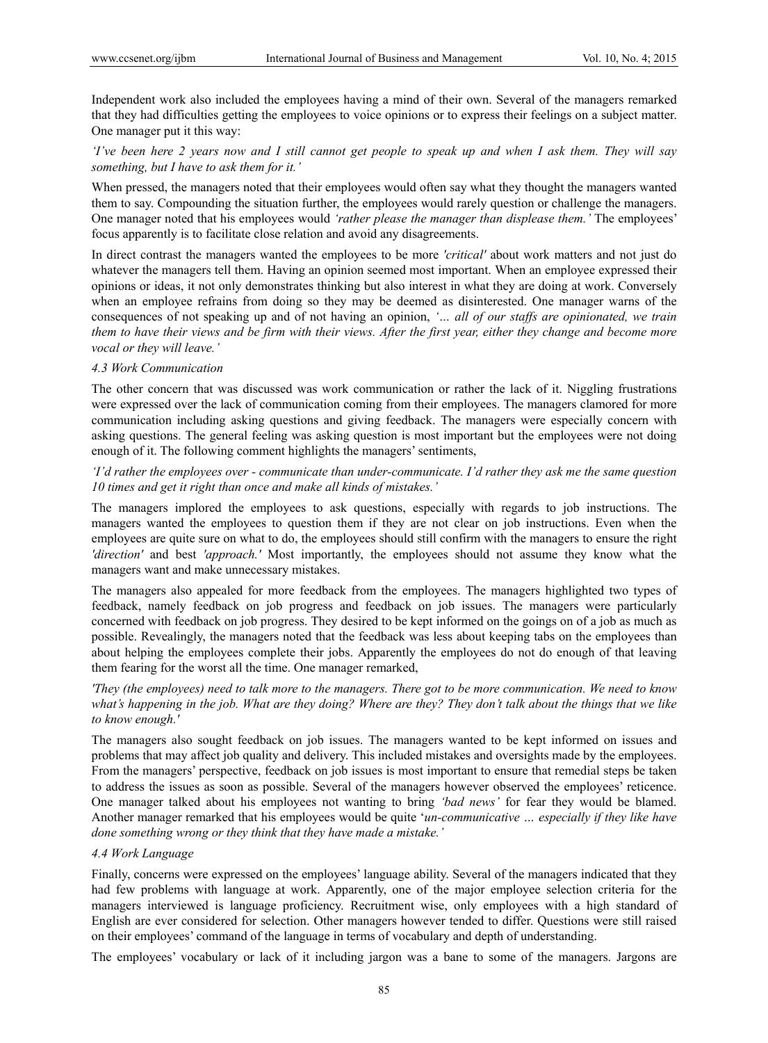Independent work also included the employees having a mind of their own. Several of the managers remarked that they had difficulties getting the employees to voice opinions or to express their feelings on a subject matter. One manager put it this way:

*'I've been here 2 years now and I still cannot get people to speak up and when I ask them. They will say something, but I have to ask them for it.'*

When pressed, the managers noted that their employees would often say what they thought the managers wanted them to say. Compounding the situation further, the employees would rarely question or challenge the managers. One manager noted that his employees would *'rather please the manager than displease them.'* The employees' focus apparently is to facilitate close relation and avoid any disagreements.

In direct contrast the managers wanted the employees to be more *'critical'* about work matters and not just do whatever the managers tell them. Having an opinion seemed most important. When an employee expressed their opinions or ideas, it not only demonstrates thinking but also interest in what they are doing at work. Conversely when an employee refrains from doing so they may be deemed as disinterested. One manager warns of the consequences of not speaking up and of not having an opinion, *'… all of our staffs are opinionated, we train them to have their views and be firm with their views. After the first year, either they change and become more vocal or they will leave.'*

### 4.3 Work Communication

The other concern that was discussed was work communication or rather the lack of it. Niggling frustrations were expressed over the lack of communication coming from their employees. The managers clamored for more communication including asking questions and giving feedback. The managers were especially concern with asking questions. The general feeling was asking question is most important but the employees were not doing enough of it. The following comment highlights the managers' sentiments,

*'I'd rather the employees over - communicate than under-communicate. I'd rather they ask me the same question 10 times and get it right than once and make all kinds of mistakes.'*

The managers implored the employees to ask questions, especially with regards to job instructions. The managers wanted the employees to question them if they are not clear on job instructions. Even when the employees are quite sure on what to do, the employees should still confirm with the managers to ensure the right *'direction'* and best *'approach.'* Most importantly, the employees should not assume they know what the managers want and make unnecessary mistakes.

The managers also appealed for more feedback from the employees. The managers highlighted two types of feedback, namely feedback on job progress and feedback on job issues. The managers were particularly concerned with feedback on job progress. They desired to be kept informed on the goings on of a job as much as possible. Revealingly, the managers noted that the feedback was less about keeping tabs on the employees than about helping the employees complete their jobs. Apparently the employees do not do enough of that leaving them fearing for the worst all the time. One manager remarked,

*'They (the employees) need to talk more to the managers. There got to be more communication. We need to know what's happening in the job. What are they doing? Where are they? They don't talk about the things that we like to know enough.'*

The managers also sought feedback on job issues. The managers wanted to be kept informed on issues and problems that may affect job quality and delivery. This included mistakes and oversights made by the employees. From the managers' perspective, feedback on job issues is most important to ensure that remedial steps be taken to address the issues as soon as possible. Several of the managers however observed the employees' reticence. One manager talked about his employees not wanting to bring *'bad news'* for fear they would be blamed. Another manager remarked that his employees would be quite '*un-communicative … especially if they like have done something wrong or they think that they have made a mistake.'*

### 4.4 Work Language

Finally, concerns were expressed on the employees' language ability. Several of the managers indicated that they had few problems with language at work. Apparently, one of the major employee selection criteria for the managers interviewed is language proficiency. Recruitment wise, only employees with a high standard of English are ever considered for selection. Other managers however tended to differ. Questions were still raised on their employees' command of the language in terms of vocabulary and depth of understanding.

The employees' vocabulary or lack of it including jargon was a bane to some of the managers. Jargons are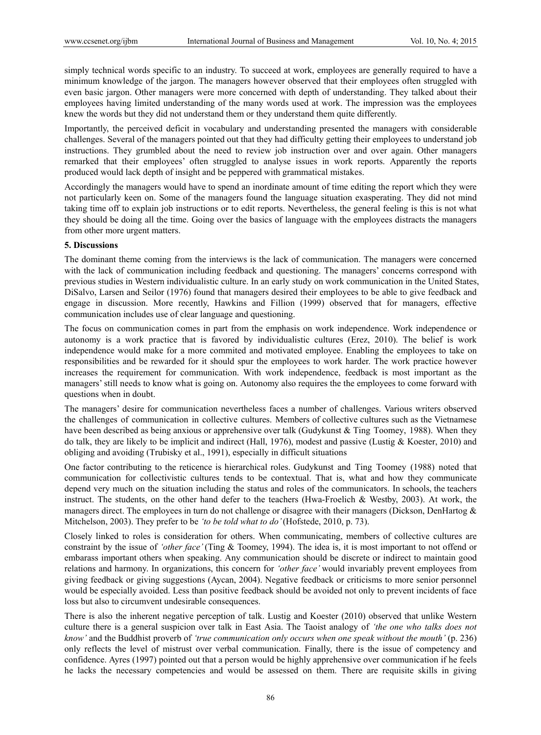simply technical words specific to an industry. To succeed at work, employees are generally required to have a minimum knowledge of the jargon. The managers however observed that their employees often struggled with even basic jargon. Other managers were more concerned with depth of understanding. They talked about their employees having limited understanding of the many words used at work. The impression was the employees knew the words but they did not understand them or they understand them quite differently.

Importantly, the perceived deficit in vocabulary and understanding presented the managers with considerable challenges. Several of the managers pointed out that they had difficulty getting their employees to understand job instructions. They grumbled about the need to review job instruction over and over again. Other managers remarked that their employees' often struggled to analyse issues in work reports. Apparently the reports produced would lack depth of insight and be peppered with grammatical mistakes.

Accordingly the managers would have to spend an inordinate amount of time editing the report which they were not particularly keen on. Some of the managers found the language situation exasperating. They did not mind taking time off to explain job instructions or to edit reports. Nevertheless, the general feeling is this is not what they should be doing all the time. Going over the basics of language with the employees distracts the managers from other more urgent matters.

## 5. Discussions

The dominant theme coming from the interviews is the lack of communication. The managers were concerned with the lack of communication including feedback and questioning. The managers' concerns correspond with previous studies in Western individualistic culture. In an early study on work communication in the United States, DiSalvo, Larsen and Seilor (1976) found that managers desired their employees to be able to give feedback and engage in discussion. More recently, Hawkins and Fillion (1999) observed that for managers, effective communication includes use of clear language and questioning.

The focus on communication comes in part from the emphasis on work independence. Work independence or autonomy is a work practice that is favored by individualistic cultures (Erez, 2010). The belief is work independence would make for a more commited and motivated employee. Enabling the employees to take on responsibilities and be rewarded for it should spur the employees to work harder. The work practice however increases the requirement for communication. With work independence, feedback is most important as the managers' still needs to know what is going on. Autonomy also requires the the employees to come forward with questions when in doubt.

The managers' desire for communication nevertheless faces a number of challenges. Various writers observed the challenges of communication in collective cultures. Members of collective cultures such as the Vietnamese have been described as being anxious or apprehensive over talk (Gudykunst & Ting Toomey, 1988). When they do talk, they are likely to be implicit and indirect (Hall, 1976), modest and passive (Lustig & Koester, 2010) and obliging and avoiding (Trubisky et al., 1991), especially in difficult situations

One factor contributing to the reticence is hierarchical roles. Gudykunst and Ting Toomey (1988) noted that communication for collectivistic cultures tends to be contextual. That is, what and how they communicate depend very much on the situation including the status and roles of the communicators. In schools, the teachers instruct. The students, on the other hand defer to the teachers (Hwa-Froelich & Westby, 2003). At work, the managers direct. The employees in turn do not challenge or disagree with their managers (Dickson, DenHartog & Mitchelson, 2003). They prefer to be *'to be told what to do'* (Hofstede, 2010, p. 73).

Closely linked to roles is consideration for others. When communicating, members of collective cultures are constraint by the issue of *'other face'* (Ting & Toomey, 1994). The idea is, it is most important to not offend or embarass important others when speaking. Any communication should be discrete or indirect to maintain good relations and harmony. In organizations, this concern for *'other face'* would invariably prevent employees from giving feedback or giving suggestions (Aycan, 2004). Negative feedback or criticisms to more senior personnel would be especially avoided. Less than positive feedback should be avoided not only to prevent incidents of face loss but also to circumvent undesirable consequences.

There is also the inherent negative perception of talk. Lustig and Koester (2010) observed that unlike Western culture there is a general suspicion over talk in East Asia. The Taoist analogy of *'the one who talks does not know'* and the Buddhist proverb of *'true communication only occurs when one speak without the mouth'* (p. 236) only reflects the level of mistrust over verbal communication. Finally, there is the issue of competency and confidence. Ayres (1997) pointed out that a person would be highly apprehensive over communication if he feels he lacks the necessary competencies and would be assessed on them. There are requisite skills in giving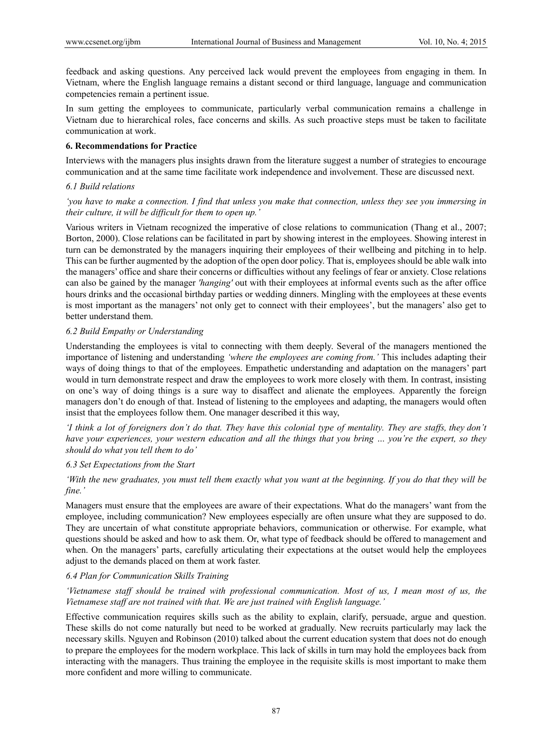feedback and asking questions. Any perceived lack would prevent the employees from engaging in them. In Vietnam, where the English language remains a distant second or third language, language and communication competencies remain a pertinent issue.

In sum getting the employees to communicate, particularly verbal communication remains a challenge in Vietnam due to hierarchical roles, face concerns and skills. As such proactive steps must be taken to facilitate communication at work.

## 6. Recommendations for Practice

Interviews with the managers plus insights drawn from the literature suggest a number of strategies to encourage communication and at the same time facilitate work independence and involvement. These are discussed next.

### *6.1 Build relations*

*'you have to make a connection. I find that unless you make that connection, unless they see you immersing in their culture, it will be difficult for them to open up.'*

Various writers in Vietnam recognized the imperative of close relations to communication (Thang et al., 2007; Borton, 2000). Close relations can be facilitated in part by showing interest in the employees. Showing interest in turn can be demonstrated by the managers inquiring their employees of their wellbeing and pitching in to help. This can be further augmented by the adoption of the open door policy. That is, employees should be able walk into the managers' office and share their concerns or difficulties without any feelings of fear or anxiety. Close relations can also be gained by the manager *'hanging'* out with their employees at informal events such as the after office hours drinks and the occasional birthday parties or wedding dinners. Mingling with the employees at these events is most important as the managers' not only get to connect with their employees', but the managers' also get to better understand them.

### *6.2 Build Empathy or Understanding*

Understanding the employees is vital to connecting with them deeply. Several of the managers mentioned the importance of listening and understanding *'where the employees are coming from.'* This includes adapting their ways of doing things to that of the employees. Empathetic understanding and adaptation on the managers' part would in turn demonstrate respect and draw the employees to work more closely with them. In contrast, insisting on one's way of doing things is a sure way to disaffect and alienate the employees. Apparently the foreign managers don't do enough of that. Instead of listening to the employees and adapting, the managers would often insist that the employees follow them. One manager described it this way,

*'I think a lot of foreigners don't do that. They have this colonial type of mentality. They are staffs, they don't have your experiences, your western education and all the things that you bring … you're the expert, so they should do what you tell them to do'*

### *6.3 Set Expectations from the Start*

*'With the new graduates, you must tell them exactly what you want at the beginning. If you do that they will be fine.'*

Managers must ensure that the employees are aware of their expectations. What do the managers' want from the employee, including communication? New employees especially are often unsure what they are supposed to do. They are uncertain of what constitute appropriate behaviors, communication or otherwise. For example, what questions should be asked and how to ask them. Or, what type of feedback should be offered to management and when. On the managers' parts, carefully articulating their expectations at the outset would help the employees adjust to the demands placed on them at work faster.

### *6.4 Plan for Communication Skills Training*

*'Vietnamese staff should be trained with professional communication. Most of us, I mean most of us, the Vietnamese staff are not trained with that. We are just trained with English language.'*

Effective communication requires skills such as the ability to explain, clarify, persuade, argue and question. These skills do not come naturally but need to be worked at gradually. New recruits particularly may lack the necessary skills. Nguyen and Robinson (2010) talked about the current education system that does not do enough to prepare the employees for the modern workplace. This lack of skills in turn may hold the employees back from interacting with the managers. Thus training the employee in the requisite skills is most important to make them more confident and more willing to communicate.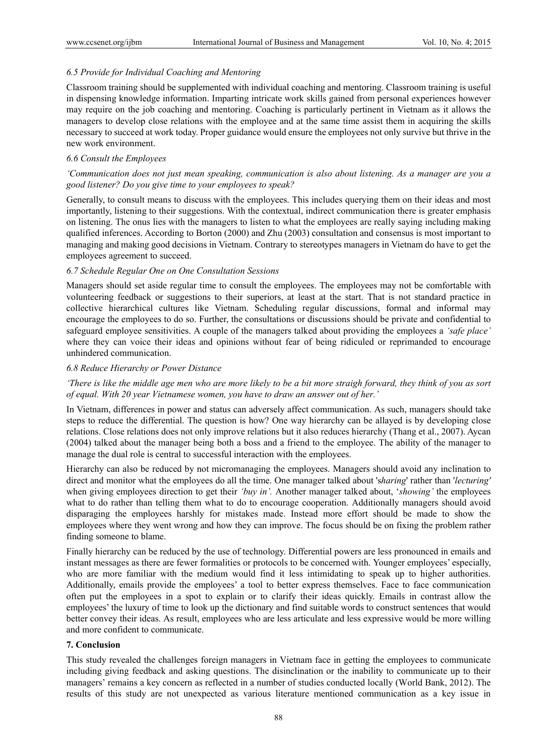### *6.5 Provide for Individual Coaching and Mentoring*

Classroom training should be supplemented with individual coaching and mentoring. Classroom training is useful in dispensing knowledge information. Imparting intricate work skills gained from personal experiences however may require on the job coaching and mentoring. Coaching is particularly pertinent in Vietnam as it allows the managers to develop close relations with the employee and at the same time assist them in acquiring the skills necessary to succeed at work today. Proper guidance would ensure the employees not only survive but thrive in the new work environment.

### *6.6 Consult the Employees*

*'Communication does not just mean speaking, communication is also about listening. As a manager are you a good listener? Do you give time to your employees to speak?*

Generally, to consult means to discuss with the employees. This includes querying them on their ideas and most importantly, listening to their suggestions. With the contextual, indirect communication there is greater emphasis on listening. The onus lies with the managers to listen to what the employees are really saying including making qualified inferences. According to Borton (2000) and Zhu (2003) consultation and consensus is most important to managing and making good decisions in Vietnam. Contrary to stereotypes managers in Vietnam do have to get the employees agreement to succeed.

### *6.7 Schedule Regular One on One Consultation Sessions*

Managers should set aside regular time to consult the employees. The employees may not be comfortable with volunteering feedback or suggestions to their superiors, at least at the start. That is not standard practice in collective hierarchical cultures like Vietnam. Scheduling regular discussions, formal and informal may encourage the employees to do so. Further, the consultations or discussions should be private and confidential to safeguard employee sensitivities. A couple of the managers talked about providing the employees a *'safe place'* where they can voice their ideas and opinions without fear of being ridiculed or reprimanded to encourage unhindered communication.

### *6.8 Reduce Hierarchy or Power Distance*

*'There is like the middle age men who are more likely to be a bit more straigh forward, they think of you as sort of equal. With 20 year Vietnamese women, you have to draw an answer out of her.'*

In Vietnam, differences in power and status can adversely affect communication. As such, managers should take steps to reduce the differential. The question is how? One way hierarchy can be allayed is by developing close relations. Close relations does not only improve relations but it also reduces hierarchy (Thang et al., 2007). Aycan (2004) talked about the manager being both a boss and a friend to the employee. The ability of the manager to manage the dual role is central to successful interaction with the employees.

Hierarchy can also be reduced by not micromanaging the employees. Managers should avoid any inclination to direct and monitor what the employees do all the time. One manager talked about '*sharing*' rather than '*lecturing*' when giving employees direction to get their *'buy in'.* Another manager talked about, '*showing'* the employees what to do rather than telling them what to do to encourage cooperation. Additionally managers should avoid disparaging the employees harshly for mistakes made. Instead more effort should be made to show the employees where they went wrong and how they can improve. The focus should be on fixing the problem rather finding someone to blame.

Finally hierarchy can be reduced by the use of technology. Differential powers are less pronounced in emails and instant messages as there are fewer formalities or protocols to be concerned with. Younger employees' especially, who are more familiar with the medium would find it less intimidating to speak up to higher authorities. Additionally, emails provide the employees' a tool to better express themselves. Face to face communication often put the employees in a spot to explain or to clarify their ideas quickly. Emails in contrast allow the employees' the luxury of time to look up the dictionary and find suitable words to construct sentences that would better convey their ideas. As result, employees who are less articulate and less expressive would be more willing and more confident to communicate.

## **7. Conclusion**

This study revealed the challenges foreign managers in Vietnam face in getting the employees to communicate including giving feedback and asking questions. The disinclination or the inability to communicate up to their managers' remains a key concern as reflected in a number of studies conducted locally (World Bank, 2012). The results of this study are not unexpected as various literature mentioned communication as a key issue in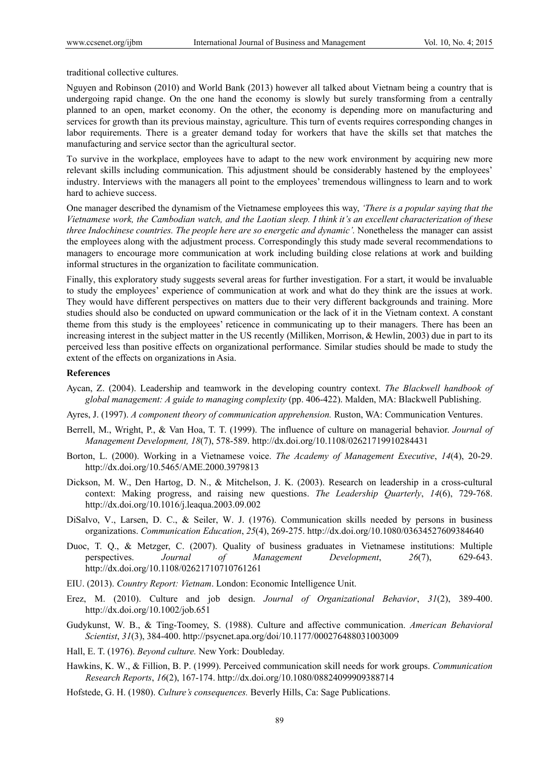traditional collective cultures.

Nguyen and Robinson (2010) and World Bank (2013) however all talked about Vietnam being a country that is undergoing rapid change. On the one hand the economy is slowly but surely transforming from a centrally planned to an open, market economy. On the other, the economy is depending more on manufacturing and services for growth than its previous mainstay, agriculture. This turn of events requires corresponding changes in labor requirements. There is a greater demand today for workers that have the skills set that matches the manufacturing and service sector than the agricultural sector.

To survive in the workplace, employees have to adapt to the new work environment by acquiring new more relevant skills including communication. This adjustment should be considerably hastened by the employees' industry. Interviews with the managers all point to the employees' tremendous willingness to learn and to work hard to achieve success.

One manager described the dynamism of the Vietnamese employees this way, *'There is a popular saying that the Vietnamese work, the Cambodian watch, and the Laotian sleep. I think it's an excellent characterization of these three Indochinese countries. The people here are so energetic and dynamic'.* Nonetheless the manager can assist the employees along with the adjustment process. Correspondingly this study made several recommendations to managers to encourage more communication at work including building close relations at work and building informal structures in the organization to facilitate communication.

Finally, this exploratory study suggests several areas for further investigation. For a start, it would be invaluable to study the employees' experience of communication at work and what do they think are the issues at work. They would have different perspectives on matters due to their very different backgrounds and training. More studies should also be conducted on upward communication or the lack of it in the Vietnam context. A constant theme from this study is the employees' reticence in communicating up to their managers. There has been an increasing interest in the subject matter in the US recently (Milliken, Morrison, & Hewlin, 2003) due in part to its perceived less than positive effects on organizational performance. Similar studies should be made to study the extent of the effects on organizations in Asia.

## References

Aycan, Z. (2004). Leadership and teamwork in the developing country context. *The Blackwell handbook of global management: A guide to managing complexity* (pp. 406-422). Malden, MA: Blackwell Publishing.

Ayres, J. (1997). *A component theory of communication apprehension.* Ruston, WA: Communication Ventures.

Berrell, M., Wright, P., & Van Hoa, T. T. (1999). The influence of culture on managerial behavior. *Journal of Management Development, 18*(7), 578-589. http://dx.doi.org/10.1108/02621719910284431

Borton, L. (2000). Working in a Vietnamese voice. *The Academy of Management Executive*, *14*(4), 20-29. http://dx.doi.org/10.5465/AME.2000.3979813

Dickson, M. W., Den Hartog, D. N., & Mitchelson, J. K. (2003). Research on leadership in a cross-cultural context: Making progress, and raising new questions. *The Leadership Quarterly*, *14*(6), 729-768. http://dx.doi.org/10.1016/j.leaqua.2003.09.002

DiSalvo, V., Larsen, D. C., & Seiler, W. J. (1976). Communication skills needed by persons in business organizations. *Communication Education*, *25*(4), 269-275. http://dx.doi.org/10.1080/03634527609384640

Duoc, T. Q., & Metzger, C. (2007). Quality of business graduates in Vietnamese institutions: Multiple perspectives. *Journal of Management Development*, *26*(7), 629-643. http://dx.doi.org/10.1108/02621710710761261

EIU. (2013). *Country Report: Vietnam*. London: Economic Intelligence Unit.

Erez, M. (2010). Culture and job design. *Journal of Organizational Behavior*, *31*(2), 389-400. http://dx.doi.org/10.1002/job.651

Gudykunst, W. B., & Ting-Toomey, S. (1988). Culture and affective communication. *American Behavioral Scientist*, *31*(3), 384-400. http://psycnet.apa.org/doi/10.1177/000276488031003009

Hall, E. T. (1976). *Beyond culture.* New York: Doubleday.

Hawkins, K. W., & Fillion, B. P. (1999). Perceived communication skill needs for work groups. *Communication Research Reports*, *16*(2), 167-174. http://dx.doi.org/10.1080/08824099909388714

Hofstede, G. H. (1980). *Culture's consequences.* Beverly Hills, Ca: Sage Publications.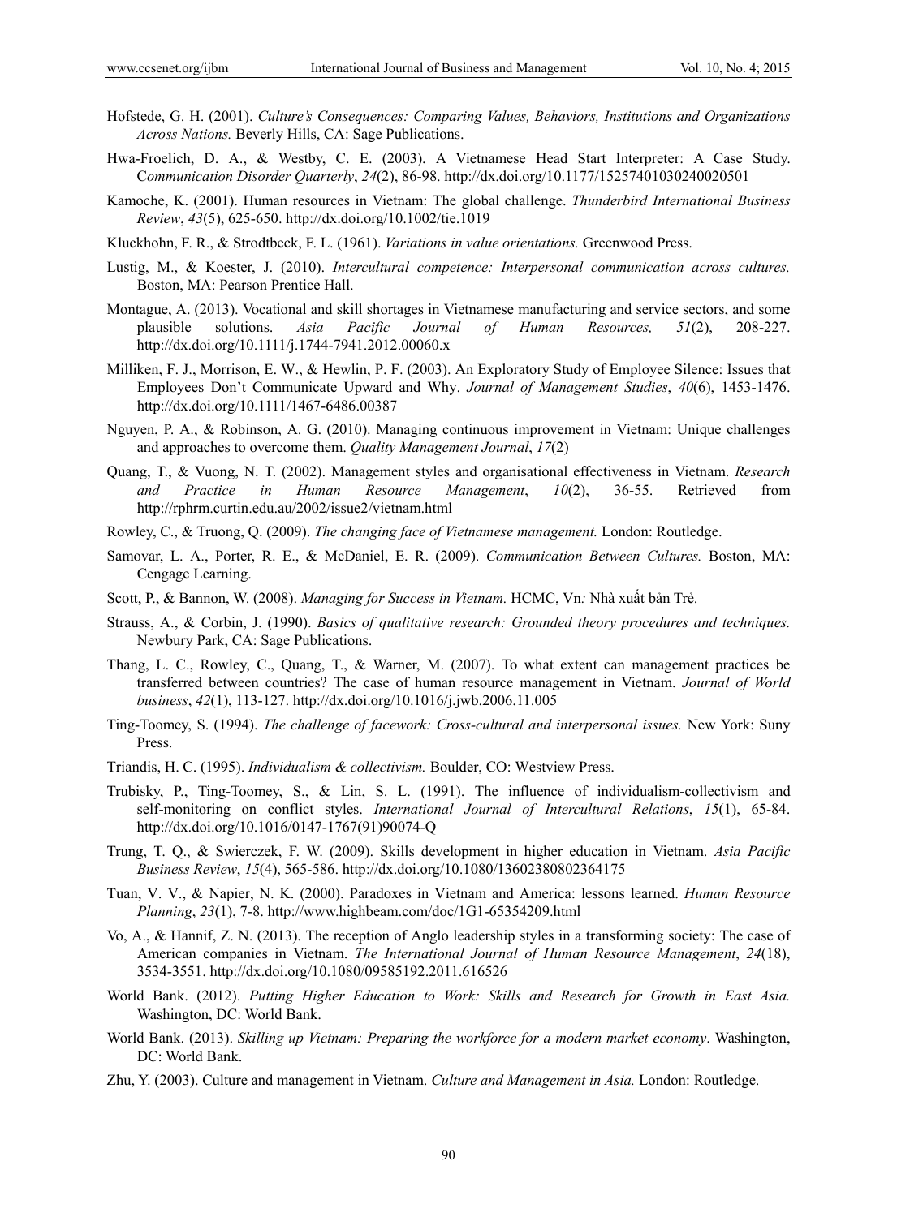Hofstede, G. H. (2001). *Culture's Consequences: Comparing Values, Behaviors, Institutions and Organizations Across Nations.* Beverly Hills, CA: Sage Publications.

Hwa-Froelich, D. A., & Westby, C. E. (2003). A Vietnamese Head Start Interpreter: A Case Study. C*ommunication Disorder Quarterly*, *24*(2), 86-98. http://dx.doi.org/10.1177/15257401030240020501

Kamoche, K. (2001). Human resources in Vietnam: The global challenge. *Thunderbird International Business Review*, *43*(5), 625-650. http://dx.doi.org/10.1002/tie.1019

Kluckhohn, F. R., & Strodtbeck, F. L. (1961). *Variations in value orientations.* Greenwood Press.

Lustig, M., & Koester, J. (2010). *Intercultural competence: Interpersonal communication across cultures.* Boston, MA: Pearson Prentice Hall.

Montague, A. (2013). Vocational and skill shortages in Vietnamese manufacturing and service sectors, and some plausible solutions. *Asia Pacific Journal of Human Resources, 51*(2), 208-227. http://dx.doi.org/10.1111/j.1744-7941.2012.00060.x

Milliken, F. J., Morrison, E. W., & Hewlin, P. F. (2003). An Exploratory Study of Employee Silence: Issues that Employees Don't Communicate Upward and Why. *Journal of Management Studies*, *40*(6), 1453-1476. http://dx.doi.org/10.1111/1467-6486.00387

Nguyen, P. A., & Robinson, A. G. (2010). Managing continuous improvement in Vietnam: Unique challenges and approaches to overcome them. *Quality Management Journal*, *17*(2)

Quang, T., & Vuong, N. T. (2002). Management styles and organisational effectiveness in Vietnam. *Research and Practice in Human Resource Management*, *10*(2), 36-55. Retrieved from http://rphrm.curtin.edu.au/2002/issue2/vietnam.html

Rowley, C., & Truong, Q. (2009). *The changing face of Vietnamese management.* London: Routledge.

Samovar, L. A., Porter, R. E., & McDaniel, E. R. (2009). *Communication Between Cultures.* Boston, MA: Cengage Learning.

Scott, P., & Bannon, W. (2008). *Managing for Success in Vietnam.* HCMC, Vn*:* Nhà xuất bản Trẻ.

Strauss, A., & Corbin, J. (1990). *Basics of qualitative research: Grounded theory procedures and techniques.* Newbury Park, CA: Sage Publications.

Thang, L. C., Rowley, C., Quang, T., & Warner, M. (2007). To what extent can management practices be transferred between countries? The case of human resource management in Vietnam. *Journal of World business*, *42*(1), 113-127. http://dx.doi.org/10.1016/j.jwb.2006.11.005

Ting-Toomey, S. (1994). *The challenge of facework: Cross-cultural and interpersonal issues.* New York: Suny Press.

Triandis, H. C. (1995). *Individualism & collectivism.* Boulder, CO: Westview Press.

Trubisky, P., Ting-Toomey, S., & Lin, S. L. (1991). The influence of individualism-collectivism and self-monitoring on conflict styles. *International Journal of Intercultural Relations*, *15*(1), 65-84. http://dx.doi.org/10.1016/0147-1767(91)90074-Q

Trung, T. Q., & Swierczek, F. W. (2009). Skills development in higher education in Vietnam. *Asia Pacific Business Review*, *15*(4), 565-586. http://dx.doi.org/10.1080/13602380802364175

Tuan, V. V., & Napier, N. K. (2000). Paradoxes in Vietnam and America: lessons learned. *Human Resource Planning*, *23*(1), 7-8. http://www.highbeam.com/doc/1G1-65354209.html

Vo, A., & Hannif, Z. N. (2013). The reception of Anglo leadership styles in a transforming society: The case of American companies in Vietnam. *The International Journal of Human Resource Management*, *24*(18), 3534-3551. http://dx.doi.org/10.1080/09585192.2011.616526

World Bank. (2012). *Putting Higher Education to Work: Skills and Research for Growth in East Asia.* Washington, DC: World Bank.

World Bank. (2013). *Skilling up Vietnam: Preparing the workforce for a modern market economy*. Washington, DC: World Bank.

Zhu, Y. (2003). Culture and management in Vietnam. *Culture and Management in Asia.* London: Routledge.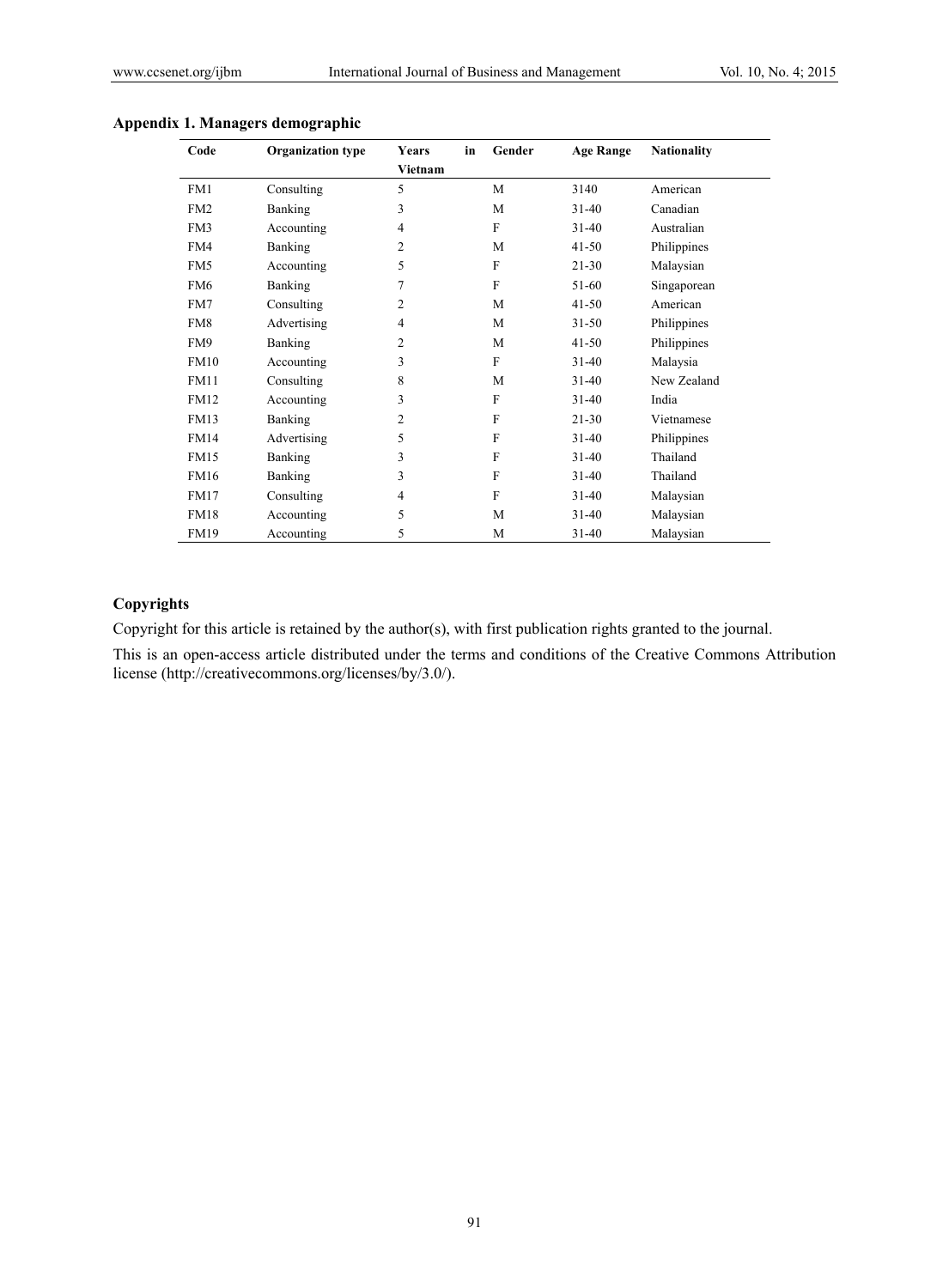## Appendix 1. Managers demographic

| Code | Organization type | Years in Vietnam | Gender | Age Range | Nationality |
|---|---|---|---|---|---|
| FM1 | Consulting | 5 | M | 3140 | American |
| FM2 | Banking | 3 | M | 31-40 | Canadian |
| FM3 | Accounting | 4 | F | 31-40 | Australian |
| FM4 | Banking | 2 | M | 41-50 | Philippines |
| FM5 | Accounting | 5 | F | 21-30 | Malaysian |
| FM6 | Banking | 7 | F | 51-60 | Singaporean |
| FM7 | Consulting | 2 | M | 41-50 | American |
| FM8 | Advertising | 4 | M | 31-50 | Philippines |
| FM9 | Banking | 2 | M | 41-50 | Philippines |
| FM10 | Accounting | 3 | F | 31-40 | Malaysia |
| FM11 | Consulting | 8 | M | 31-40 | New Zealand |
| FM12 | Accounting | 3 | F | 31-40 | India |
| FM13 | Banking | 2 | F | 21-30 | Vietnamese |
| FM14 | Advertising | 5 | F | 31-40 | Philippines |
| FM15 | Banking | 3 | F | 31-40 | Thailand |
| FM16 | Banking | 3 | F | 31-40 | Thailand |
| FM17 | Consulting | 4 | F | 31-40 | Malaysian |
| FM18 | Accounting | 5 | M | 31-40 | Malaysian |
| FM19 | Accounting | 5 | M | 31-40 | Malaysian |

## Copyrights

Copyright for this article is retained by the author(s), with first publication rights granted to the journal.

This is an open-access article distributed under the terms and conditions of the Creative Commons Attribution license (http://creativecommons.org/licenses/by/3.0/).